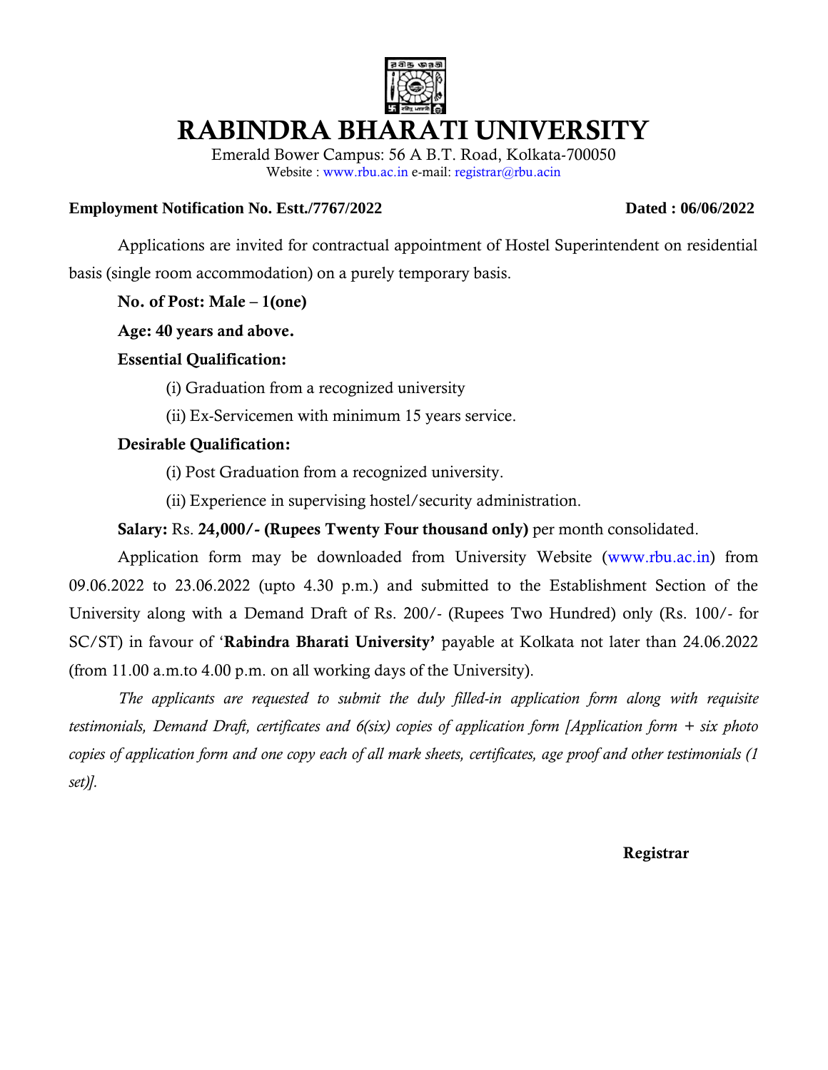# RABINDRA BHARATI UNIVERSITY

Emerald Bower Campus: 56 A B.T. Road, Kolkata-700050

Website : www.rbu.ac.in e-mail: registrar@rbu.acin

**Employment Notification No. Estt./7767/2022** **Dated : 06/06/2022**

Applications are invited for contractual appointment of Hostel Superintendent on residential basis (single room accommodation) on a purely temporary basis.

**No. of Post: Male – 1(one)**

**Age: 40 years and above.**

**Essential Qualification:**

(i) Graduation from a recognized university

(ii) Ex-Servicemen with minimum 15 years service.

**Desirable Qualification:**

(i) Post Graduation from a recognized university.

(ii) Experience in supervising hostel/security administration.

**Salary:** Rs. **24,000/- (Rupees Twenty Four thousand only)** per month consolidated.

Application form may be downloaded from University Website (www.rbu.ac.in) from 09.06.2022 to 23.06.2022 (upto 4.30 p.m.) and submitted to the Establishment Section of the University along with a Demand Draft of Rs. 200/- (Rupees Two Hundred) only (Rs. 100/- for SC/ST) in favour of '**Rabindra Bharati University'** payable at Kolkata not later than 24.06.2022 (from 11.00 a.m.to 4.00 p.m. on all working days of the University).

*The applicants are requested to submit the duly filled-in application form along with requisite testimonials, Demand Draft, certificates and 6(six) copies of application form [Application form + six photo copies of application form and one copy each of all mark sheets, certificates, age proof and other testimonials (1 set)].*

**Registrar**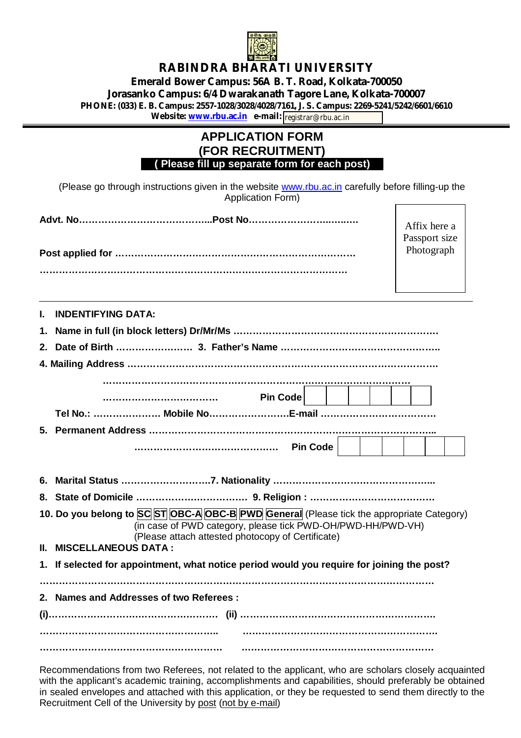# RABINDRA BHARATI UNIVERSITY

**Emerald Bower Campus: 56A B. T. Road, Kolkata-700050**

**Jorasanko Campus: 6/4 Dwarakanath Tagore Lane, Kolkata-700007**

**PHONE: (033) E. B. Campus: 2557-1028/3028/4028/7161, J. S. Campus: 2269-5241/5242/6601/6610**

**Website: www.rbu.ac.in e-mail:** registrar@rbu.ac.in

## APPLICATION FORM
## (FOR RECRUITMENT)

**( Please fill up separate form for each post)**

(Please go through instructions given in the website www.rbu.ac.in carefully before filling-up the Application Form)

**Advt. No…………………………………...Post No……………………..……**

**Post applied for …………………………………………………………………**

**……………………………………………………………………………………**

Affix here a Passport size Photograph

**I. INDENTIFYING DATA:**

**1. Name in full (in block letters) Dr/Mr/Ms ………………………………………………………**

**2. Date of Birth …………………… 3. Father's Name …………………………………………..**

**4. Mailing Address ……………………………………………………………………………………..**

**……………………………………………………………………………………**

**……………………………… Pin Code** | | | | | | |

**Tel No.: ………………… Mobile No……………………E-mail ………………………………**

**5. Permanent Address ……………………………………………………………………………...**

**……………………………………… Pin Code** | | | | | | |

**6. Marital Status ……………………….7. Nationality …………………………………………..**

**8. State of Domicile ……………………………… 9. Religion : …………………………………**

**10. Do you belong to SC ST OBC-A OBC-B PWD General** (Please tick the appropriate Category)
(in case of PWD category, please tick PWD-OH/PWD-HH/PWD-VH)
(Please attach attested photocopy of Certificate)

**II. MISCELLANEOUS DATA :**

**1. If selected for appointment, what notice period would you require for joining the post?**

**……………………………………………………………………………………………………………**

**2. Names and Addresses of two Referees :**

**(i)……………………………………………… (ii) …………………………………………………….**

**……………………………………………….. ……………………………………………………..**

**……………………………………………….. ……………………………………………………..**

Recommendations from two Referees, not related to the applicant, who are scholars closely acquainted with the applicant's academic training, accomplishments and capabilities, should preferably be obtained in sealed envelopes and attached with this application, or they be requested to send them directly to the Recruitment Cell of the University by post (not by e-mail)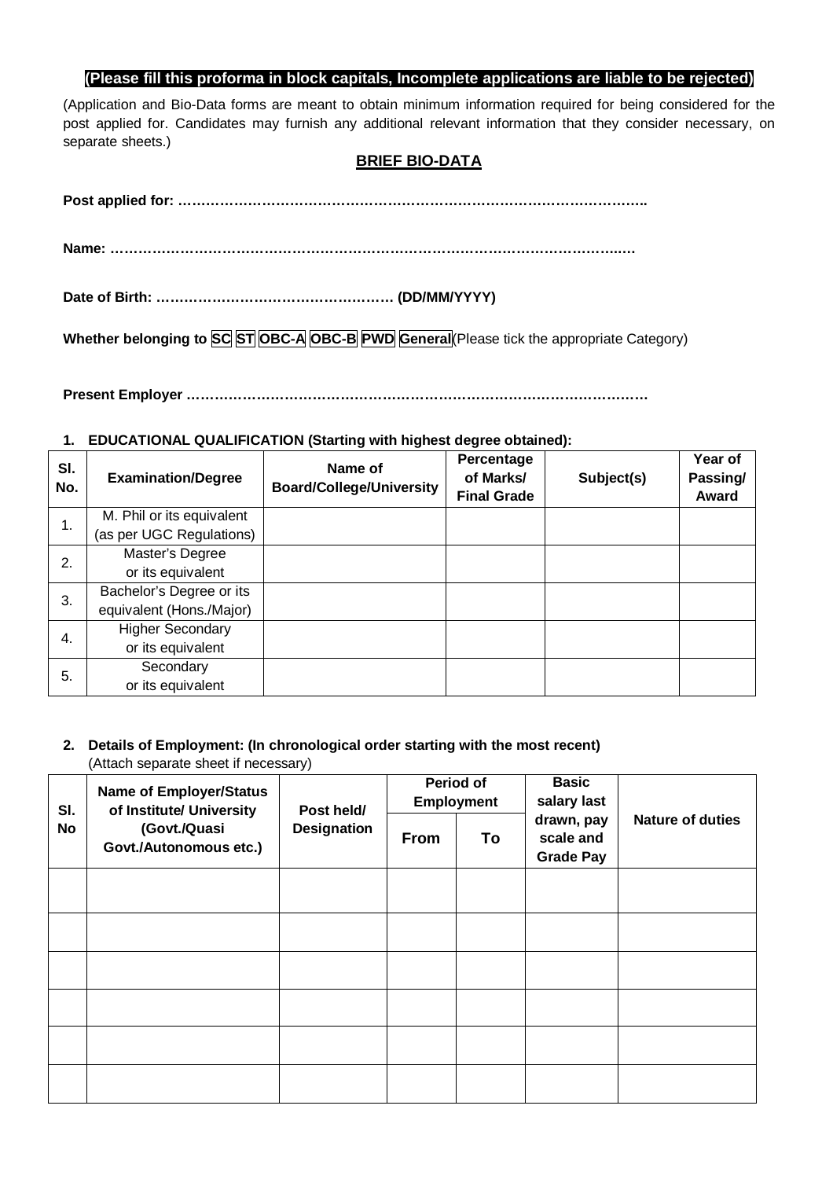**(Please fill this proforma in block capitals, Incomplete applications are liable to be rejected)**

(Application and Bio-Data forms are meant to obtain minimum information required for being considered for the post applied for. Candidates may furnish any additional relevant information that they consider necessary, on separate sheets.)

## BRIEF BIO-DATA

**Post applied for: ……………………………………………………………………………………….**

**Name: ………………………………………………………………………………………………..….**

**Date of Birth: …………………………………………. (DD/MM/YYYY)**

**Whether belonging to SC ST OBC-A OBC-B PWD General**(Please tick the appropriate Category)

**Present Employer ………………………………………………………………………………………**

**1. EDUCATIONAL QUALIFICATION (Starting with highest degree obtained):**

| Sl. No. | Examination/Degree | Name of Board/College/University | Percentage of Marks/ Final Grade | Subject(s) | Year of Passing/ Award |
|---|---|---|---|---|---|
| 1. | M. Phil or its equivalent (as per UGC Regulations) | | | | |
| 2. | Master's Degree or its equivalent | | | | |
| 3. | Bachelor's Degree or its equivalent (Hons./Major) | | | | |
| 4. | Higher Secondary or its equivalent | | | | |
| 5. | Secondary or its equivalent | | | | |

**2. Details of Employment: (In chronological order starting with the most recent)**
(Attach separate sheet if necessary)

| Sl. No | Name of Employer/Status of Institute/ University (Govt./Quasi Govt./Autonomous etc.) | Post held/ Designation | Period of Employment | | Basic salary last drawn, pay scale and Grade Pay | Nature of duties |
|---|---|---|---|---|---|---|
| | | | From | To | | |
| | | | | | | |
| | | | | | | |
| | | | | | | |
| | | | | | | |
| | | | | | | |
| | | | | | | |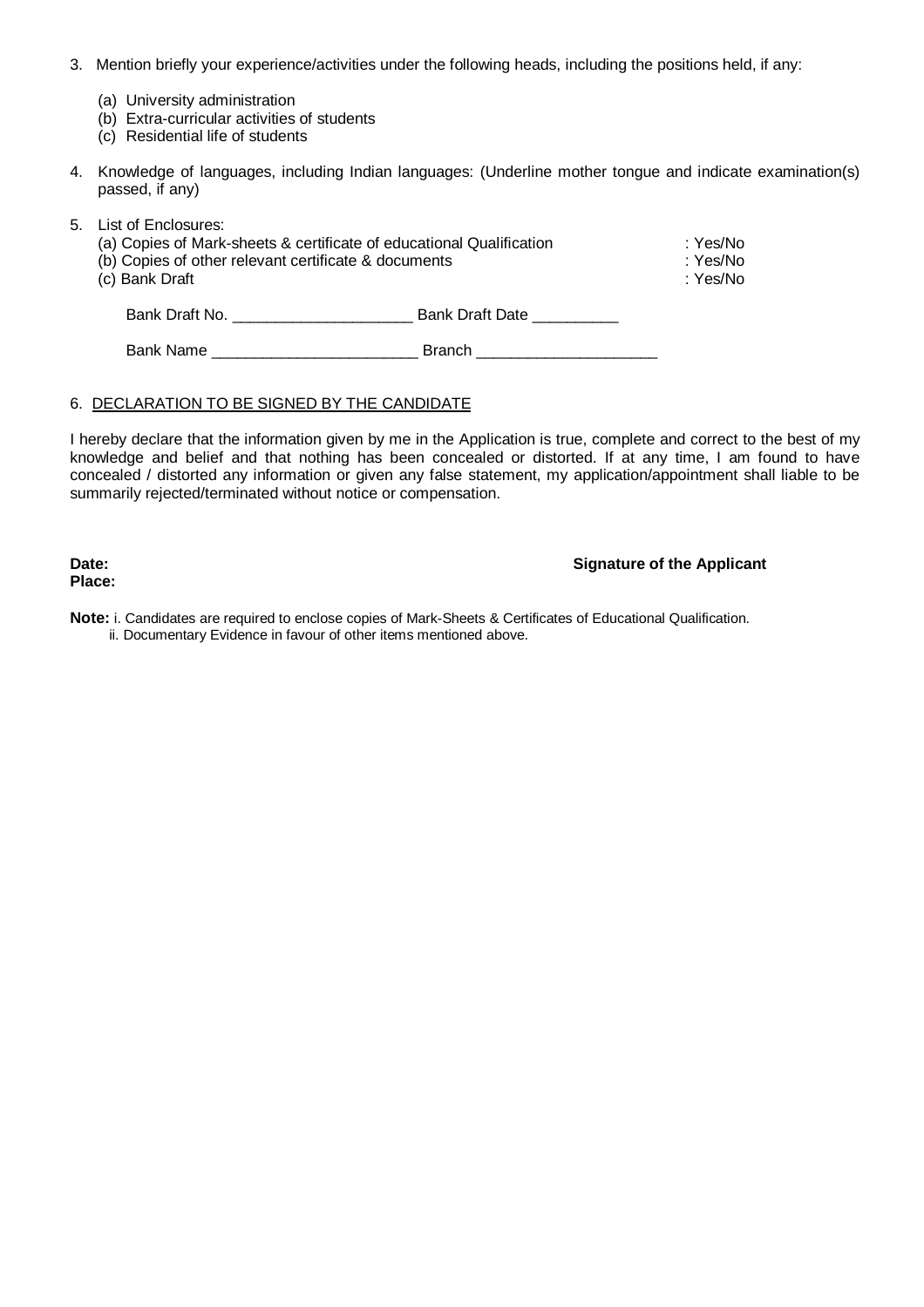3. Mention briefly your experience/activities under the following heads, including the positions held, if any:

   (a) University administration
   (b) Extra-curricular activities of students
   (c) Residential life of students

4. Knowledge of languages, including Indian languages: (Underline mother tongue and indicate examination(s) passed, if any)

5. List of Enclosures:
   (a) Copies of Mark-sheets & certificate of educational Qualification : Yes/No
   (b) Copies of other relevant certificate & documents : Yes/No
   (c) Bank Draft : Yes/No

   Bank Draft No. ____________________ Bank Draft Date __________

   Bank Name _______________________ Branch ____________________

6. DECLARATION TO BE SIGNED BY THE CANDIDATE

I hereby declare that the information given by me in the Application is true, complete and correct to the best of my knowledge and belief and that nothing has been concealed or distorted. If at any time, I am found to have concealed / distorted any information or given any false statement, my application/appointment shall liable to be summarily rejected/terminated without notice or compensation.

**Date:** **Signature of the Applicant**
**Place:**

**Note:** i. Candidates are required to enclose copies of Mark-Sheets & Certificates of Educational Qualification.
ii. Documentary Evidence in favour of other items mentioned above.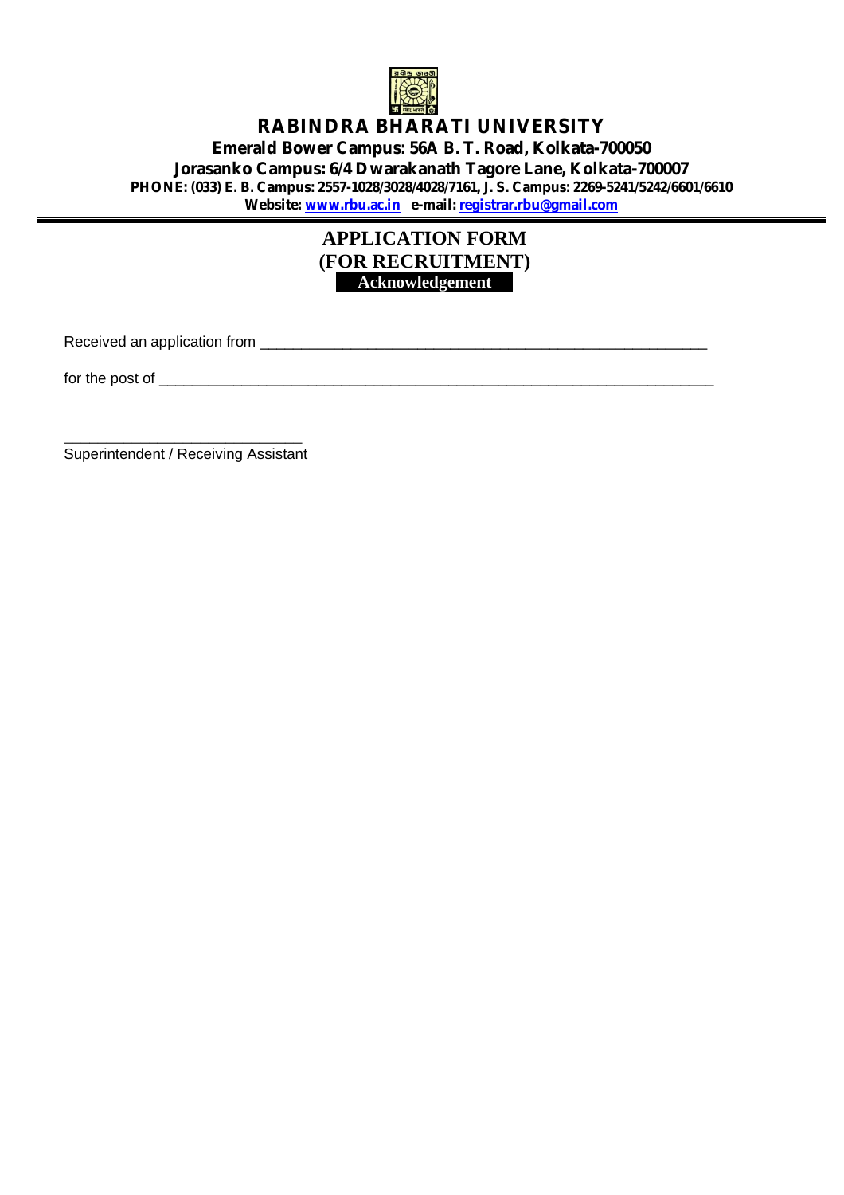# RABINDRA BHARATI UNIVERSITY

**Emerald Bower Campus: 56A B. T. Road, Kolkata-700050**

**Jorasanko Campus: 6/4 Dwarakanath Tagore Lane, Kolkata-700007**

**PHONE: (033) E. B. Campus: 2557-1028/3028/4028/7161, J. S. Campus: 2269-5241/5242/6601/6610**

**Website: www.rbu.ac.in e-mail: registrar.rbu@gmail.com**

---

## APPLICATION FORM
## (FOR RECRUITMENT)

**Acknowledgement**

Received an application from ______________________________________________________

for the post of ____________________________________________________________________

____________________________

Superintendent / Receiving Assistant